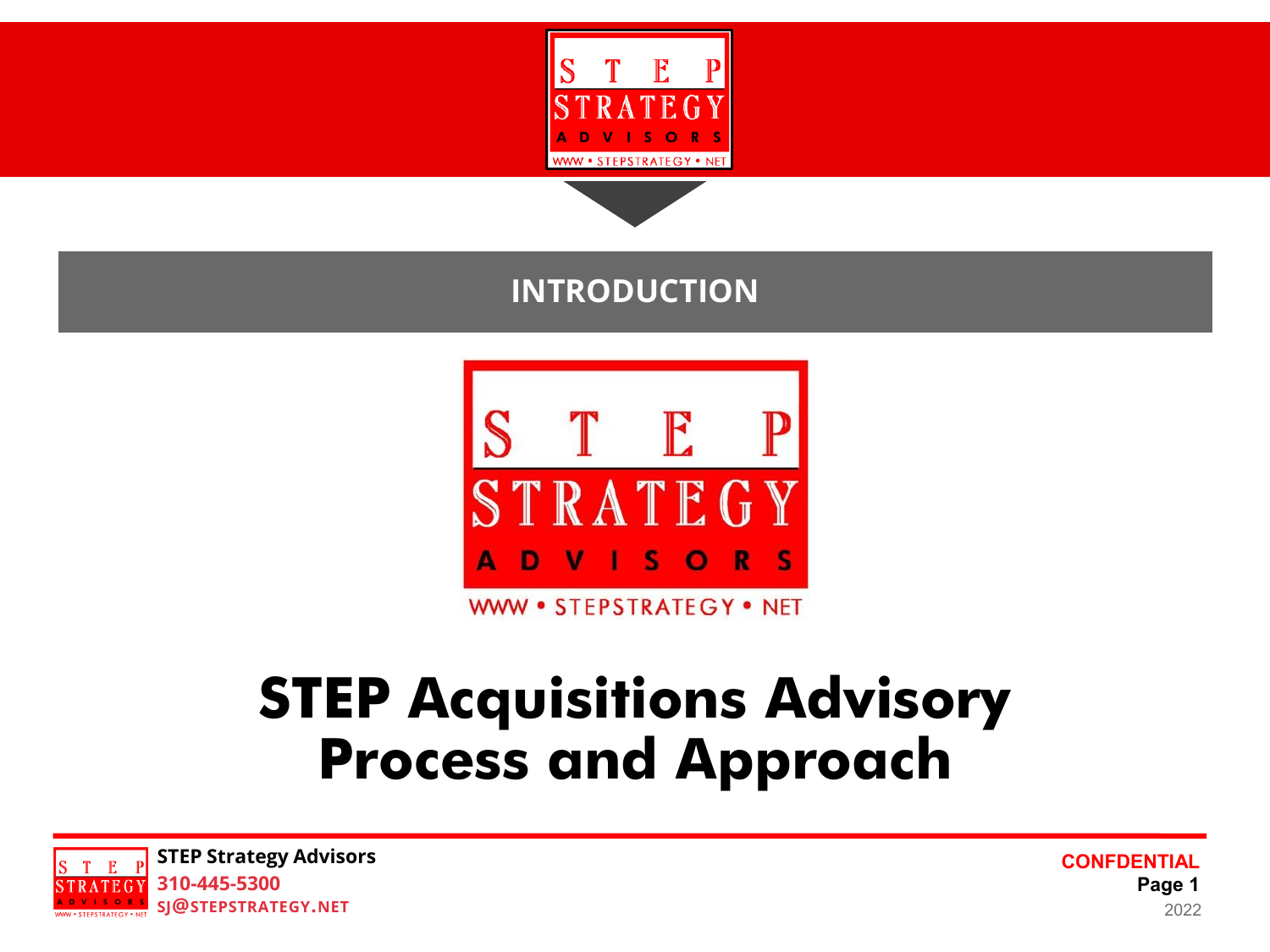## INTRODUCTION

# STEP Acquisitions Advisory Process and Approach

**STEP Strategy Advisors**
310-445-5300
SJ@STEPSTRATEGY.NET

CONFDENTIAL

2022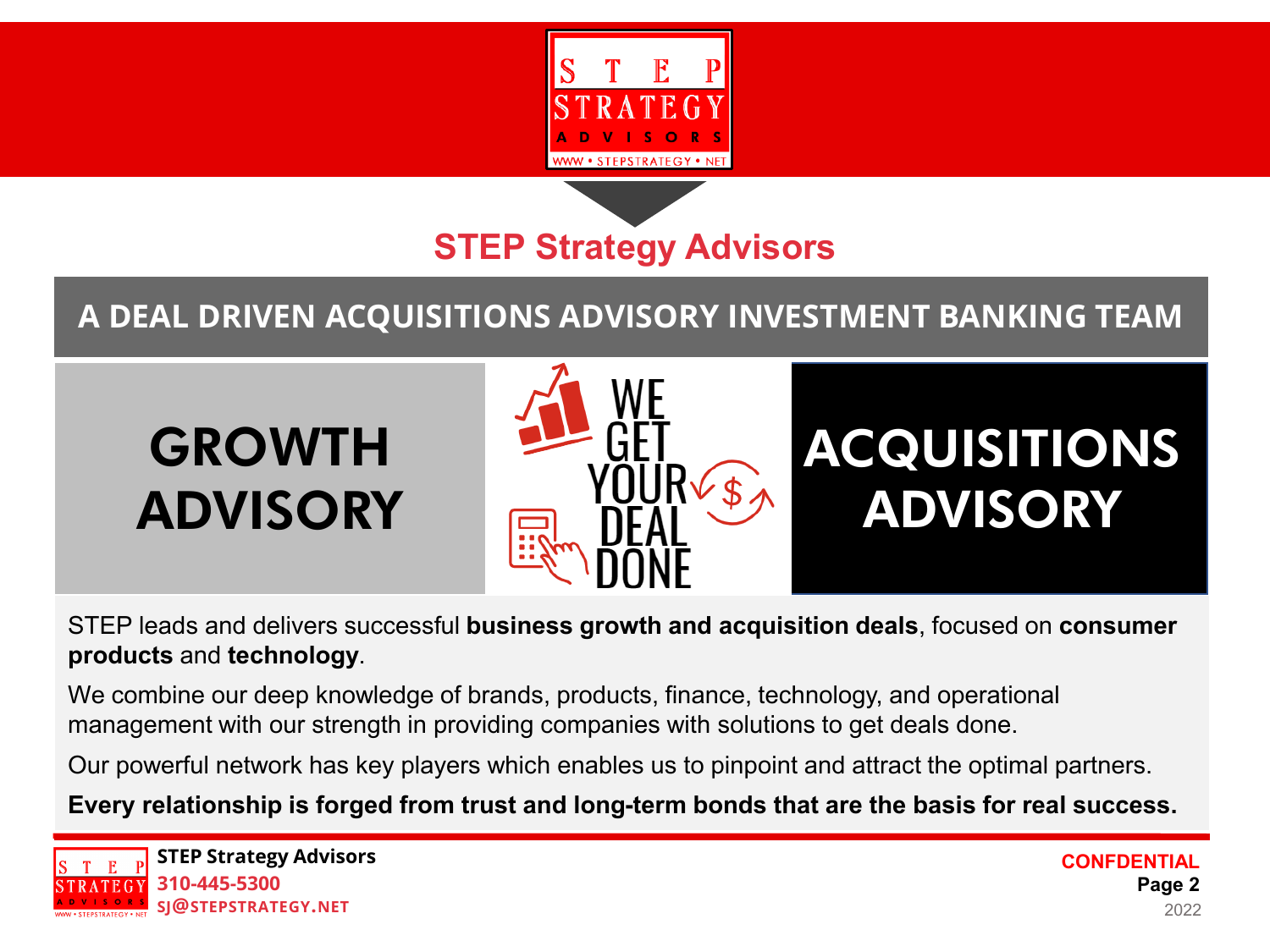# STEP Strategy Advisors

## A DEAL DRIVEN ACQUISITIONS ADVISORY INVESTMENT BANKING TEAM

**GROWTH ADVISORY**

WE GET YOUR DEAL DONE

**ACQUISITIONS ADVISORY**

STEP leads and delivers successful **business growth and acquisition deals**, focused on **consumer products** and **technology**.

We combine our deep knowledge of brands, products, finance, technology, and operational management with our strength in providing companies with solutions to get deals done.

Our powerful network has key players which enables us to pinpoint and attract the optimal partners.

**Every relationship is forged from trust and long-term bonds that are the basis for real success.**

**STEP Strategy Advisors**
**310-445-5300**
**SJ@STEPSTRATEGY.NET**

**CONFIDENTIAL**

2022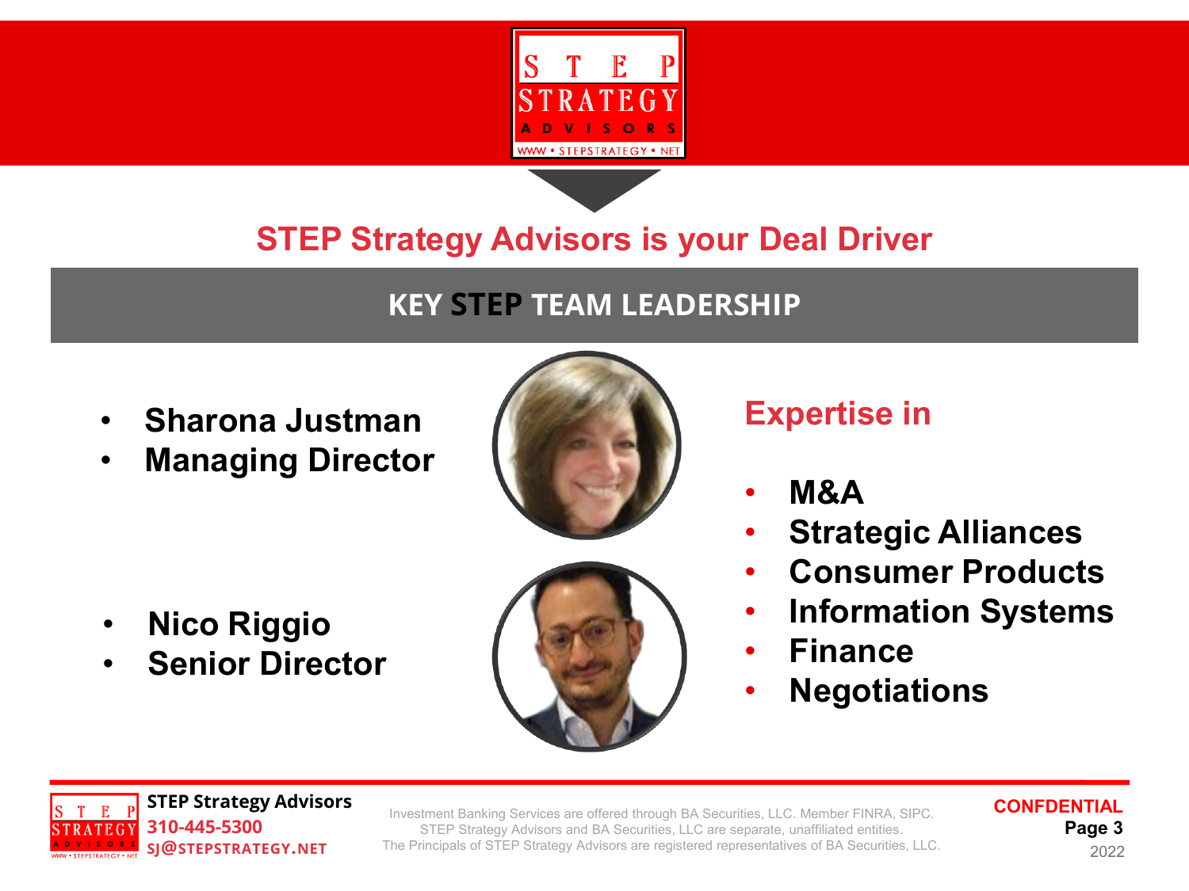## STEP Strategy Advisors is your Deal Driver

### KEY STEP TEAM LEADERSHIP

- **Sharona Justman**
- **Managing Director**

- **Nico Riggio**
- **Senior Director**

### Expertise in

- **M&A**
- **Strategic Alliances**
- **Consumer Products**
- **Information Systems**
- **Finance**
- **Negotiations**

**STEP Strategy Advisors**
**310-445-5300**
**SJ@STEPSTRATEGY.NET**

Investment Banking Services are offered through BA Securities, LLC. Member FINRA, SIPC.
STEP Strategy Advisors and BA Securities, LLC are separate, unaffiliated entities.
The Principals of STEP Strategy Advisors are registered representatives of BA Securities, LLC.

**CONFDENTIAL**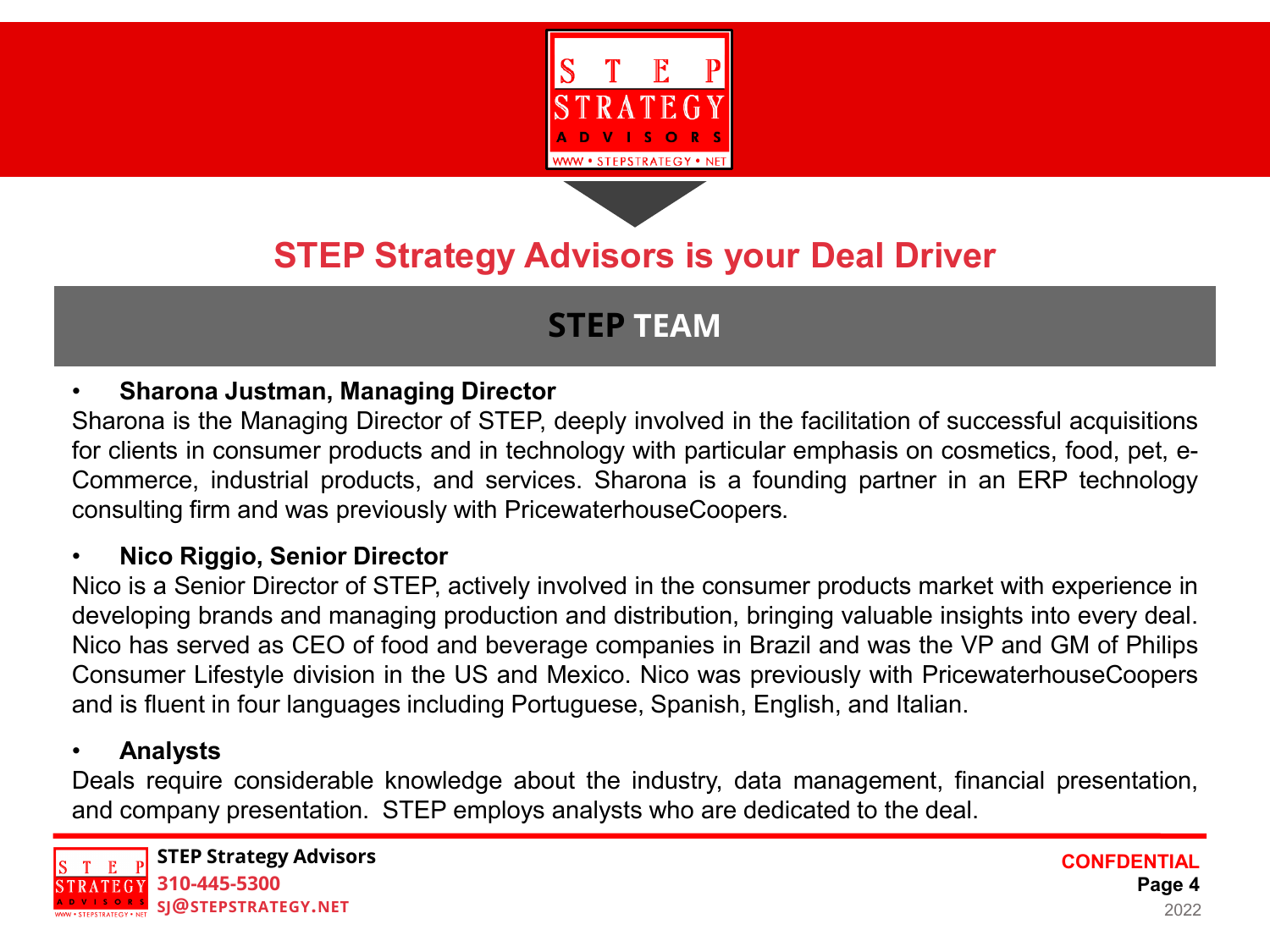# STEP Strategy Advisors is your Deal Driver

## STEP TEAM

- **Sharona Justman, Managing Director**

Sharona is the Managing Director of STEP, deeply involved in the facilitation of successful acquisitions for clients in consumer products and in technology with particular emphasis on cosmetics, food, pet, e-Commerce, industrial products, and services. Sharona is a founding partner in an ERP technology consulting firm and was previously with PricewaterhouseCoopers.

- **Nico Riggio, Senior Director**

Nico is a Senior Director of STEP, actively involved in the consumer products market with experience in developing brands and managing production and distribution, bringing valuable insights into every deal. Nico has served as CEO of food and beverage companies in Brazil and was the VP and GM of Philips Consumer Lifestyle division in the US and Mexico. Nico was previously with PricewaterhouseCoopers and is fluent in four languages including Portuguese, Spanish, English, and Italian.

- **Analysts**

Deals require considerable knowledge about the industry, data management, financial presentation, and company presentation. STEP employs analysts who are dedicated to the deal.

**STEP Strategy Advisors**
**310-445-5300**
**SJ@STEPSTRATEGY.NET**

**CONFDENTIAL**
2022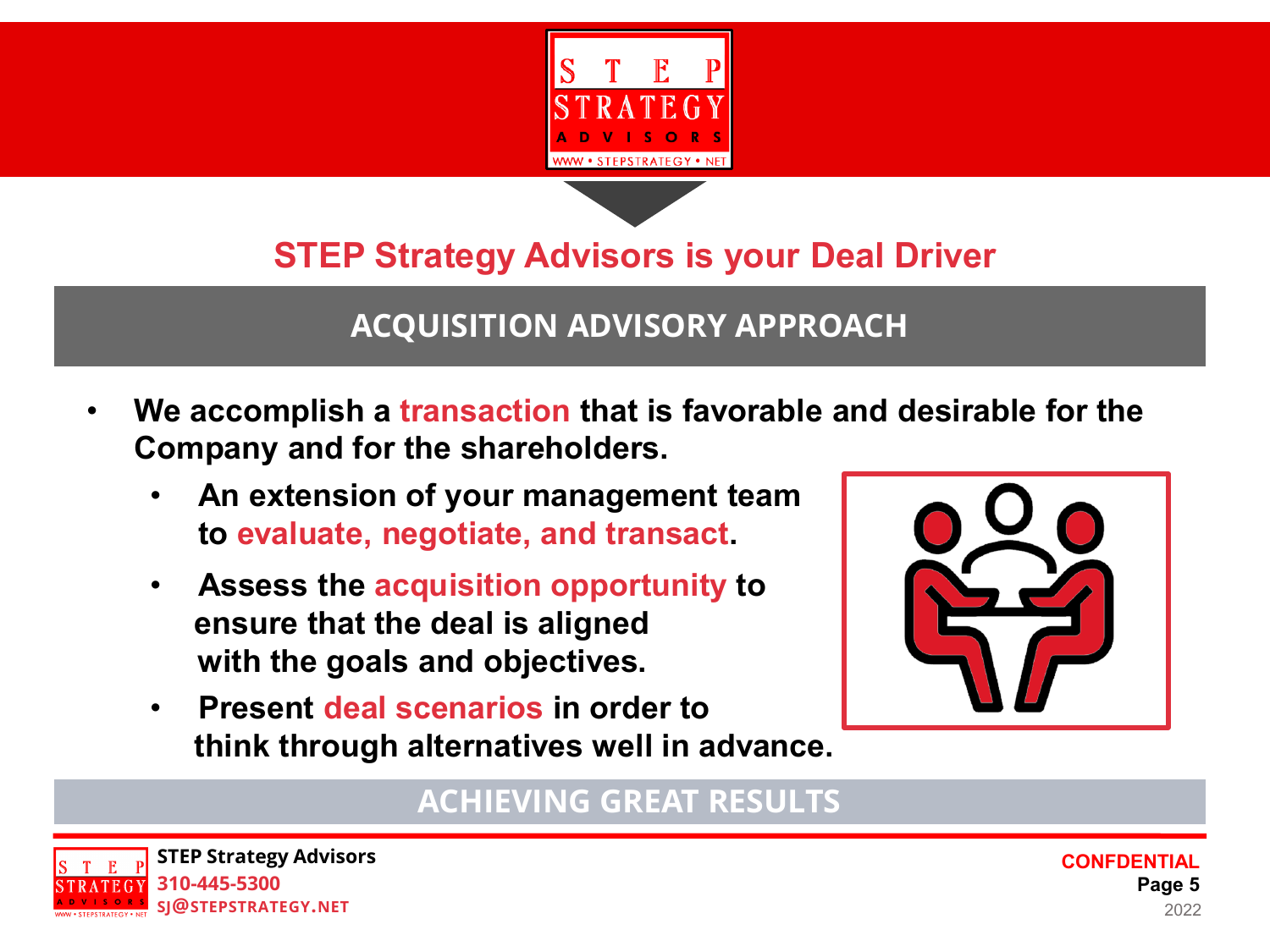## STEP Strategy Advisors is your Deal Driver

### ACQUISITION ADVISORY APPROACH

- **We accomplish a transaction that is favorable and desirable for the Company and for the shareholders.**
  - **An extension of your management team to evaluate, negotiate, and transact.**
  - **Assess the acquisition opportunity to ensure that the deal is aligned with the goals and objectives.**
  - **Present deal scenarios in order to think through alternatives well in advance.**

### ACHIEVING GREAT RESULTS

**STEP Strategy Advisors**
**310-445-5300**
**SJ@STEPSTRATEGY.NET**

**CONFDENTIAL**
2022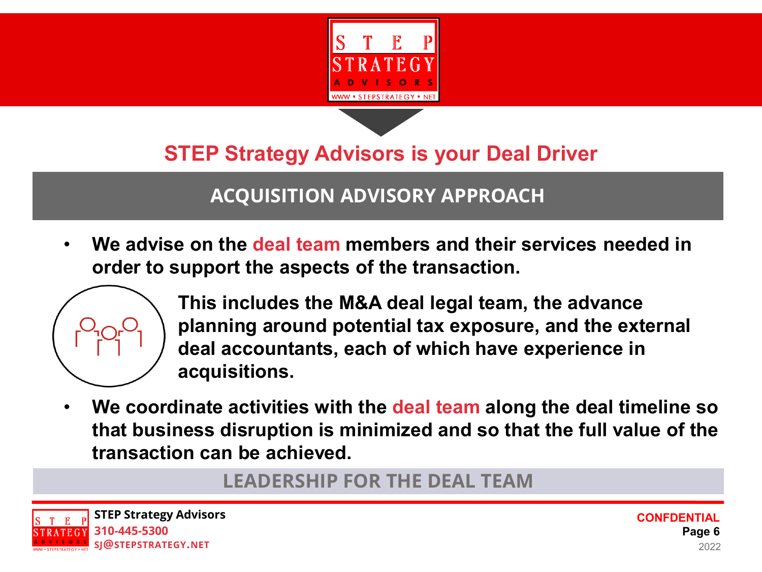## STEP Strategy Advisors is your Deal Driver

### ACQUISITION ADVISORY APPROACH

- **We advise on the deal team members and their services needed in order to support the aspects of the transaction.**

**This includes the M&A deal legal team, the advance planning around potential tax exposure, and the external deal accountants, each of which have experience in acquisitions.**

- **We coordinate activities with the deal team along the deal timeline so that business disruption is minimized and so that the full value of the transaction can be achieved.**

### LEADERSHIP FOR THE DEAL TEAM

**STEP Strategy Advisors**
**310-445-5300**
**SJ@STEPSTRATEGY.NET**

**CONFDENTIAL**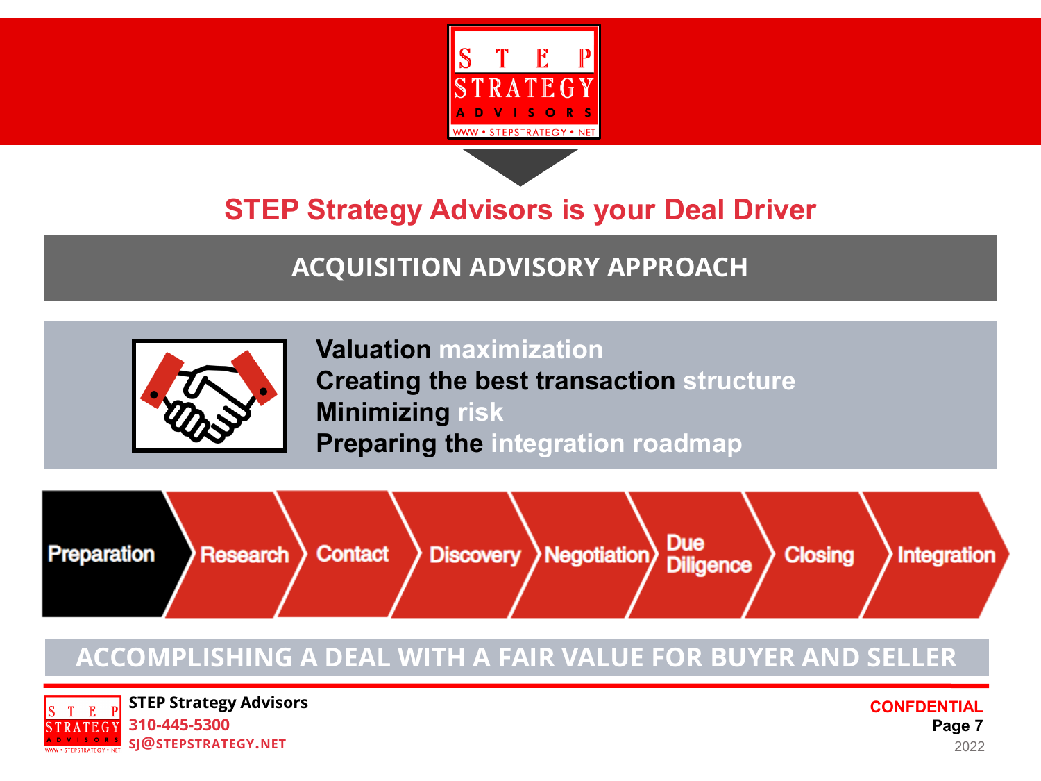## STEP Strategy Advisors is your Deal Driver

### ACQUISITION ADVISORY APPROACH

- **Valuation maximization**
- **Creating the best transaction structure**
- **Minimizing risk**
- **Preparing the integration roadmap**

Preparation → Research → Contact → Discovery → Negotiation → Due Diligence → Closing → Integration

### ACCOMPLISHING A DEAL WITH A FAIR VALUE FOR BUYER AND SELLER

**STEP Strategy Advisors**
310-445-5300
SJ@STEPSTRATEGY.NET

CONFDENTIAL
2022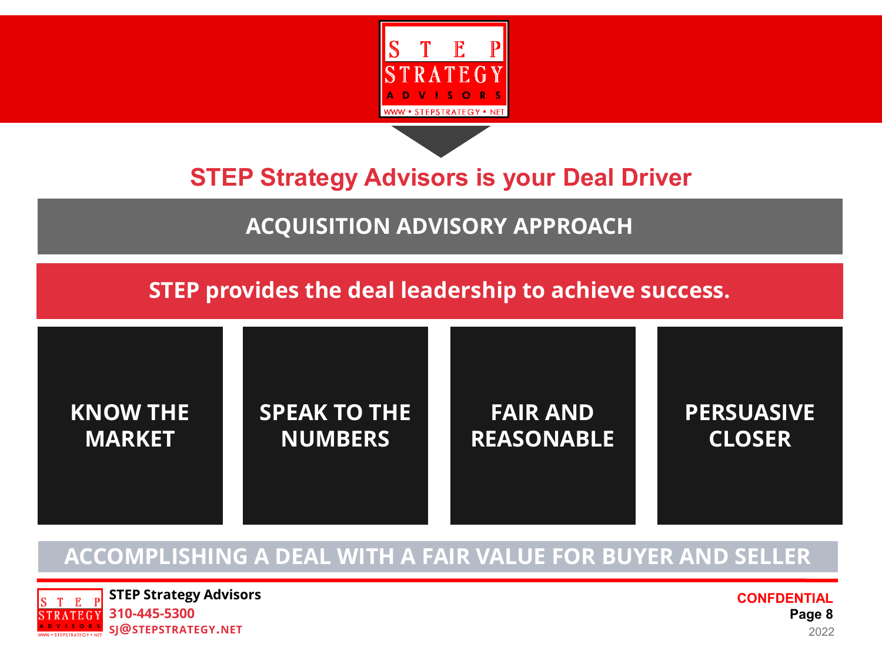# STEP Strategy Advisors is your Deal Driver

## ACQUISITION ADVISORY APPROACH

**STEP provides the deal leadership to achieve success.**

- **KNOW THE MARKET**
- **SPEAK TO THE NUMBERS**
- **FAIR AND REASONABLE**
- **PERSUASIVE CLOSER**

**ACCOMPLISHING A DEAL WITH A FAIR VALUE FOR BUYER AND SELLER**

**STEP Strategy Advisors**
**310-445-5300**
**SJ@STEPSTRATEGY.NET**

**CONFDENTIAL**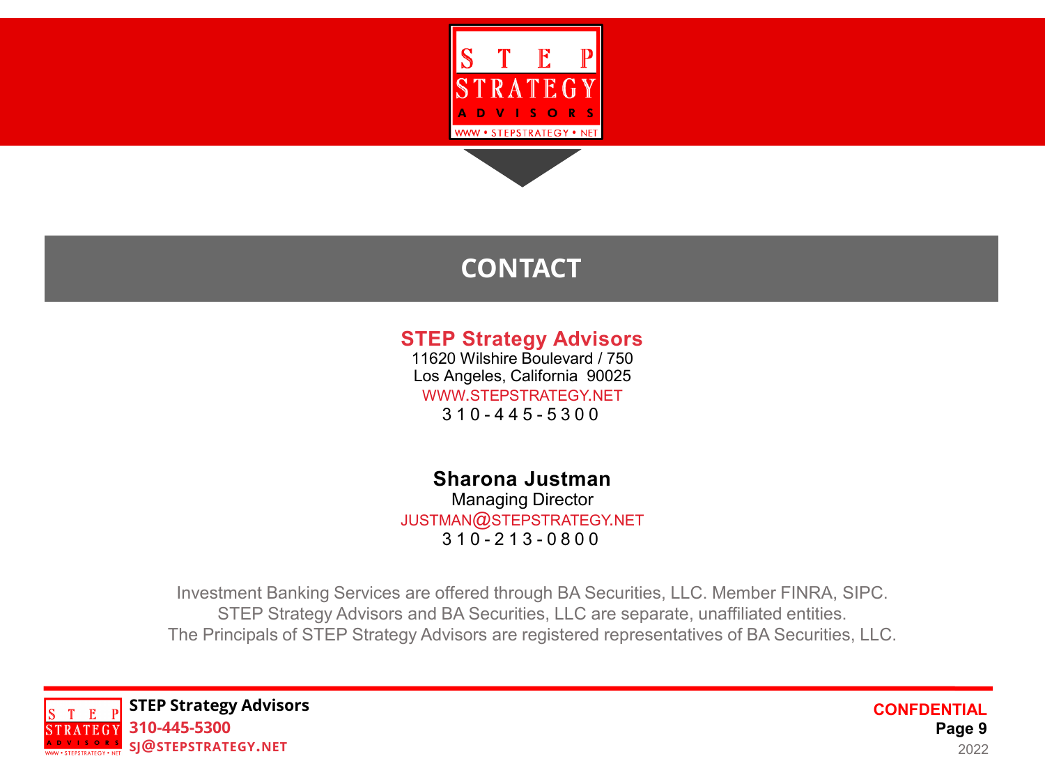# CONTACT

**STEP Strategy Advisors**
11620 Wilshire Boulevard / 750
Los Angeles, California 90025
WWW.STEPSTRATEGY.NET
310-445-5300

**Sharona Justman**
Managing Director
JUSTMAN@STEPSTRATEGY.NET
310-213-0800

Investment Banking Services are offered through BA Securities, LLC. Member FINRA, SIPC.
STEP Strategy Advisors and BA Securities, LLC are separate, unaffiliated entities.
The Principals of STEP Strategy Advisors are registered representatives of BA Securities, LLC.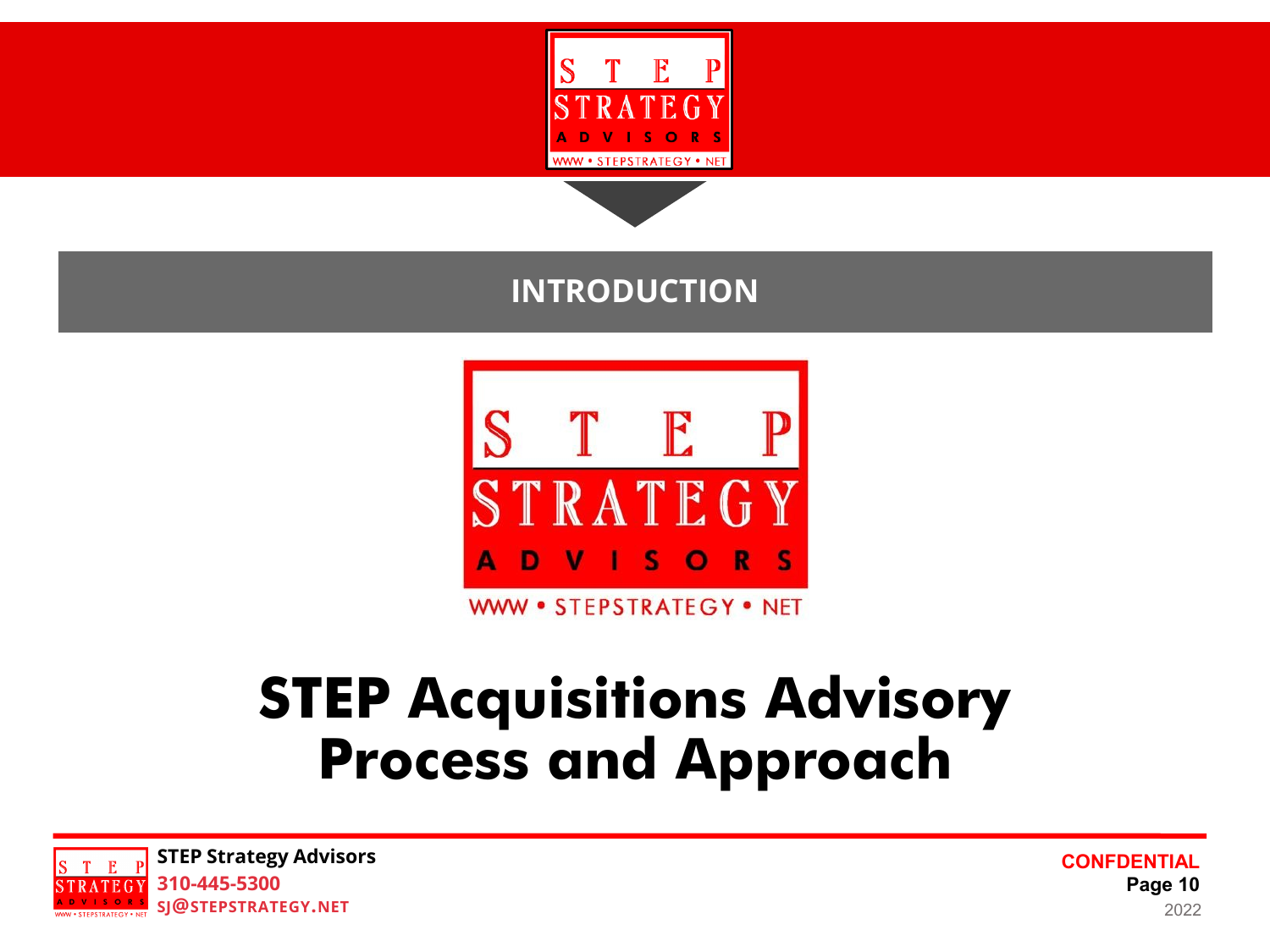## INTRODUCTION

STEP STRATEGY ADVISORS

WWW • STEPSTRATEGY • NET

# STEP Acquisitions Advisory Process and Approach

**STEP Strategy Advisors**
**310-445-5300**
**SJ@STEPSTRATEGY.NET**

**CONFDENTIAL**
2022